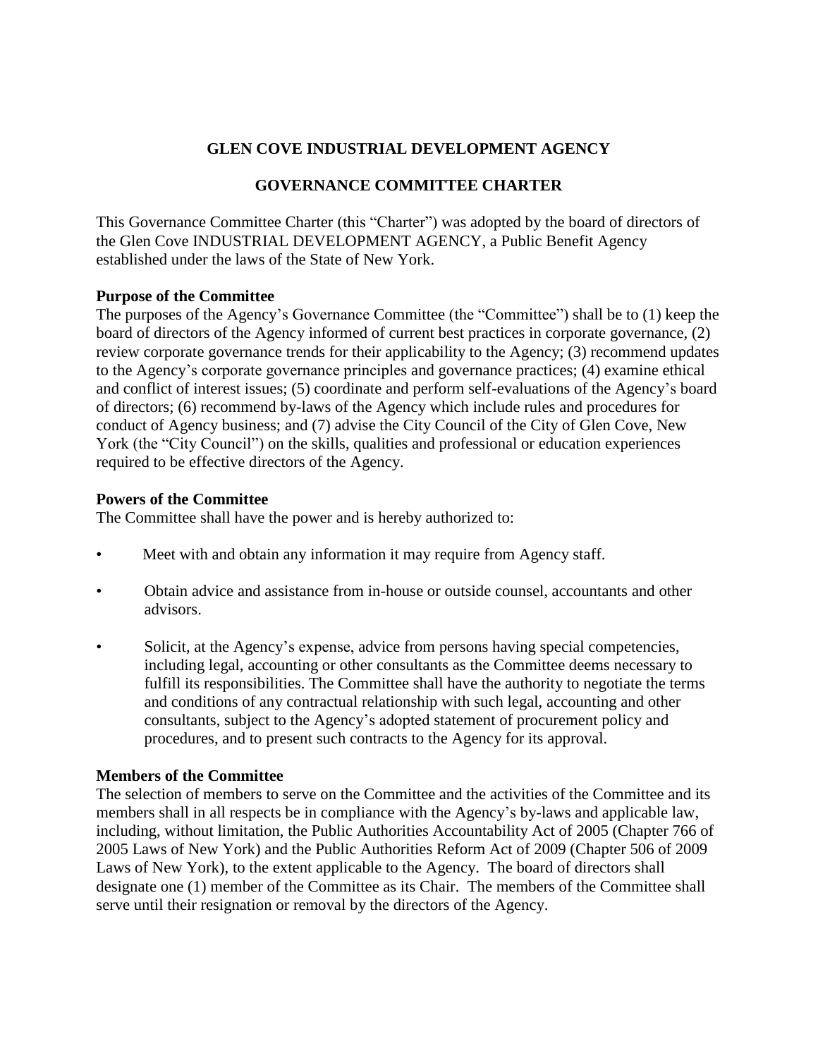# GLEN COVE INDUSTRIAL DEVELOPMENT AGENCY

## GOVERNANCE COMMITTEE CHARTER

This Governance Committee Charter (this "Charter") was adopted by the board of directors of the Glen Cove INDUSTRIAL DEVELOPMENT AGENCY, a Public Benefit Agency established under the laws of the State of New York.

**Purpose of the Committee**

The purposes of the Agency's Governance Committee (the "Committee") shall be to (1) keep the board of directors of the Agency informed of current best practices in corporate governance, (2) review corporate governance trends for their applicability to the Agency; (3) recommend updates to the Agency's corporate governance principles and governance practices; (4) examine ethical and conflict of interest issues; (5) coordinate and perform self-evaluations of the Agency's board of directors; (6) recommend by-laws of the Agency which include rules and procedures for conduct of Agency business; and (7) advise the City Council of the City of Glen Cove, New York (the "City Council") on the skills, qualities and professional or education experiences required to be effective directors of the Agency.

**Powers of the Committee**

The Committee shall have the power and is hereby authorized to:

- Meet with and obtain any information it may require from Agency staff.
- Obtain advice and assistance from in-house or outside counsel, accountants and other advisors.
- Solicit, at the Agency's expense, advice from persons having special competencies, including legal, accounting or other consultants as the Committee deems necessary to fulfill its responsibilities. The Committee shall have the authority to negotiate the terms and conditions of any contractual relationship with such legal, accounting and other consultants, subject to the Agency's adopted statement of procurement policy and procedures, and to present such contracts to the Agency for its approval.

**Members of the Committee**

The selection of members to serve on the Committee and the activities of the Committee and its members shall in all respects be in compliance with the Agency's by-laws and applicable law, including, without limitation, the Public Authorities Accountability Act of 2005 (Chapter 766 of 2005 Laws of New York) and the Public Authorities Reform Act of 2009 (Chapter 506 of 2009 Laws of New York), to the extent applicable to the Agency. The board of directors shall designate one (1) member of the Committee as its Chair. The members of the Committee shall serve until their resignation or removal by the directors of the Agency.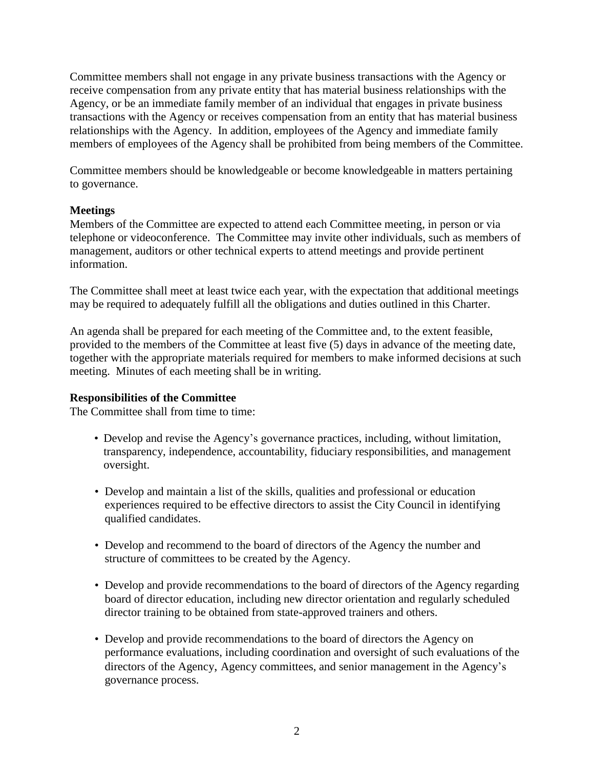Committee members shall not engage in any private business transactions with the Agency or receive compensation from any private entity that has material business relationships with the Agency, or be an immediate family member of an individual that engages in private business transactions with the Agency or receives compensation from an entity that has material business relationships with the Agency. In addition, employees of the Agency and immediate family members of employees of the Agency shall be prohibited from being members of the Committee.

Committee members should be knowledgeable or become knowledgeable in matters pertaining to governance.

**Meetings**

Members of the Committee are expected to attend each Committee meeting, in person or via telephone or videoconference. The Committee may invite other individuals, such as members of management, auditors or other technical experts to attend meetings and provide pertinent information.

The Committee shall meet at least twice each year, with the expectation that additional meetings may be required to adequately fulfill all the obligations and duties outlined in this Charter.

An agenda shall be prepared for each meeting of the Committee and, to the extent feasible, provided to the members of the Committee at least five (5) days in advance of the meeting date, together with the appropriate materials required for members to make informed decisions at such meeting. Minutes of each meeting shall be in writing.

**Responsibilities of the Committee**

The Committee shall from time to time:

- Develop and revise the Agency's governance practices, including, without limitation, transparency, independence, accountability, fiduciary responsibilities, and management oversight.
- Develop and maintain a list of the skills, qualities and professional or education experiences required to be effective directors to assist the City Council in identifying qualified candidates.
- Develop and recommend to the board of directors of the Agency the number and structure of committees to be created by the Agency.
- Develop and provide recommendations to the board of directors of the Agency regarding board of director education, including new director orientation and regularly scheduled director training to be obtained from state-approved trainers and others.
- Develop and provide recommendations to the board of directors the Agency on performance evaluations, including coordination and oversight of such evaluations of the directors of the Agency, Agency committees, and senior management in the Agency's governance process.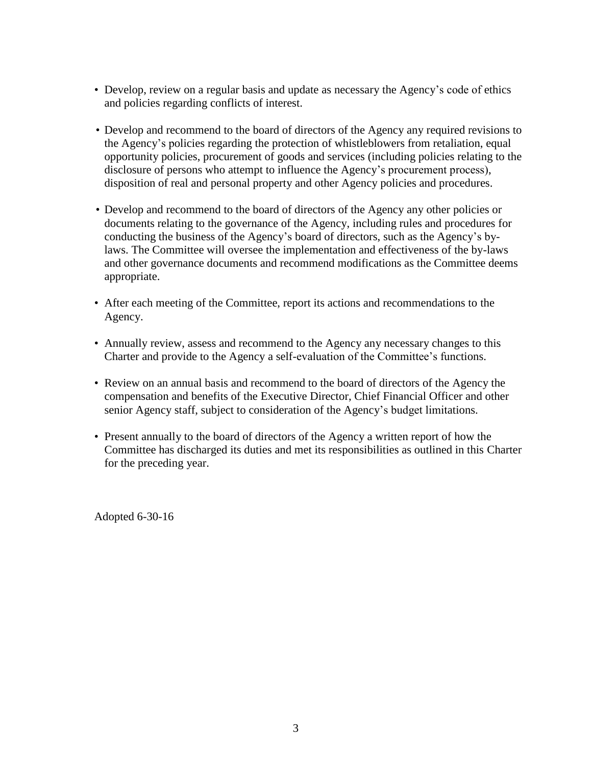- Develop, review on a regular basis and update as necessary the Agency's code of ethics and policies regarding conflicts of interest.

- Develop and recommend to the board of directors of the Agency any required revisions to the Agency's policies regarding the protection of whistleblowers from retaliation, equal opportunity policies, procurement of goods and services (including policies relating to the disclosure of persons who attempt to influence the Agency's procurement process), disposition of real and personal property and other Agency policies and procedures.

- Develop and recommend to the board of directors of the Agency any other policies or documents relating to the governance of the Agency, including rules and procedures for conducting the business of the Agency's board of directors, such as the Agency's by-laws. The Committee will oversee the implementation and effectiveness of the by-laws and other governance documents and recommend modifications as the Committee deems appropriate.

- After each meeting of the Committee, report its actions and recommendations to the Agency.

- Annually review, assess and recommend to the Agency any necessary changes to this Charter and provide to the Agency a self-evaluation of the Committee's functions.

- Review on an annual basis and recommend to the board of directors of the Agency the compensation and benefits of the Executive Director, Chief Financial Officer and other senior Agency staff, subject to consideration of the Agency's budget limitations.

- Present annually to the board of directors of the Agency a written report of how the Committee has discharged its duties and met its responsibilities as outlined in this Charter for the preceding year.

Adopted 6-30-16